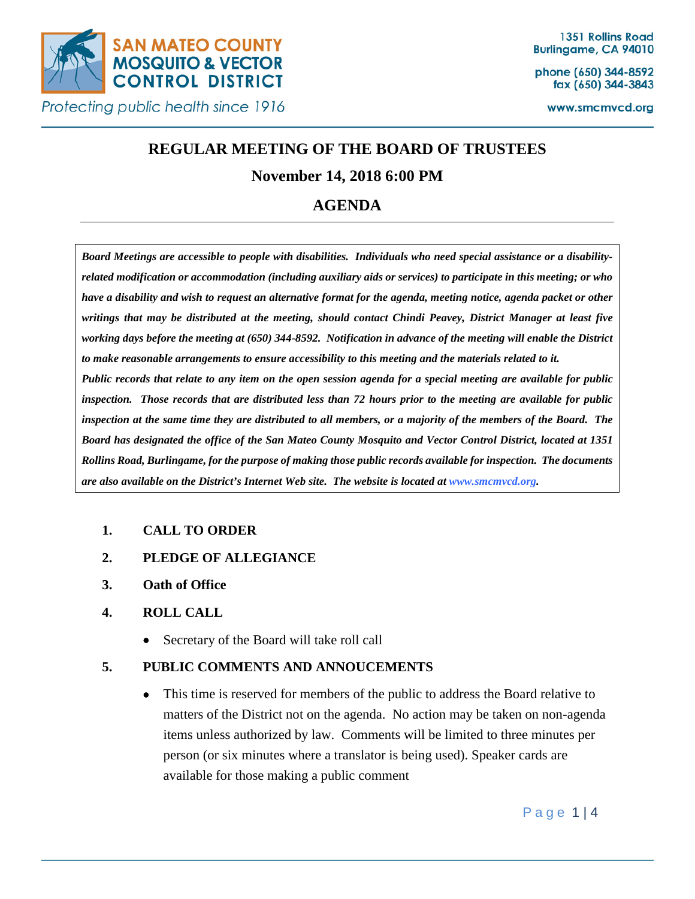SAN MATEO COUNTY MOSQUITO & VECTOR CONTROL DISTRICT

*Protecting public health since 1916*

1351 Rollins Road
Burlingame, CA 94010

phone (650) 344-8592
fax (650) 344-3843

www.smcmvcd.org

# REGULAR MEETING OF THE BOARD OF TRUSTEES

## November 14, 2018 6:00 PM

## AGENDA

***Board Meetings are accessible to people with disabilities. Individuals who need special assistance or a disability-related modification or accommodation (including auxiliary aids or services) to participate in this meeting; or who have a disability and wish to request an alternative format for the agenda, meeting notice, agenda packet or other writings that may be distributed at the meeting, should contact Chindi Peavey, District Manager at least five working days before the meeting at (650) 344-8592. Notification in advance of the meeting will enable the District to make reasonable arrangements to ensure accessibility to this meeting and the materials related to it.***

***Public records that relate to any item on the open session agenda for a special meeting are available for public inspection. Those records that are distributed less than 72 hours prior to the meeting are available for public inspection at the same time they are distributed to all members, or a majority of the members of the Board. The Board has designated the office of the San Mateo County Mosquito and Vector Control District, located at 1351 Rollins Road, Burlingame, for the purpose of making those public records available for inspection. The documents are also available on the District's Internet Web site. The website is located at www.smcmvcd.org.***

1. **CALL TO ORDER**
2. **PLEDGE OF ALLEGIANCE**
3. **Oath of Office**
4. **ROLL CALL**
   - Secretary of the Board will take roll call
5. **PUBLIC COMMENTS AND ANNOUCEMENTS**
   - This time is reserved for members of the public to address the Board relative to matters of the District not on the agenda. No action may be taken on non-agenda items unless authorized by law. Comments will be limited to three minutes per person (or six minutes where a translator is being used). Speaker cards are available for those making a public comment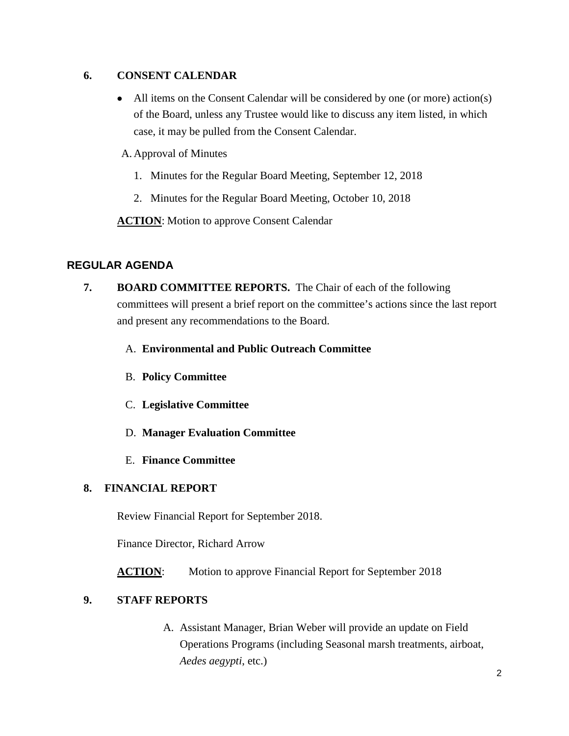**6. CONSENT CALENDAR**

- All items on the Consent Calendar will be considered by one (or more) action(s) of the Board, unless any Trustee would like to discuss any item listed, in which case, it may be pulled from the Consent Calendar.

A. Approval of Minutes

1. Minutes for the Regular Board Meeting, September 12, 2018
2. Minutes for the Regular Board Meeting, October 10, 2018

**ACTION**: Motion to approve Consent Calendar

## REGULAR AGENDA

**7. BOARD COMMITTEE REPORTS.** The Chair of each of the following committees will present a brief report on the committee's actions since the last report and present any recommendations to the Board.

A. **Environmental and Public Outreach Committee**

B. **Policy Committee**

C. **Legislative Committee**

D. **Manager Evaluation Committee**

E. **Finance Committee**

**8. FINANCIAL REPORT**

Review Financial Report for September 2018.

Finance Director, Richard Arrow

**ACTION**: Motion to approve Financial Report for September 2018

**9. STAFF REPORTS**

A. Assistant Manager, Brian Weber will provide an update on Field Operations Programs (including Seasonal marsh treatments, airboat, *Aedes aegypti*, etc.)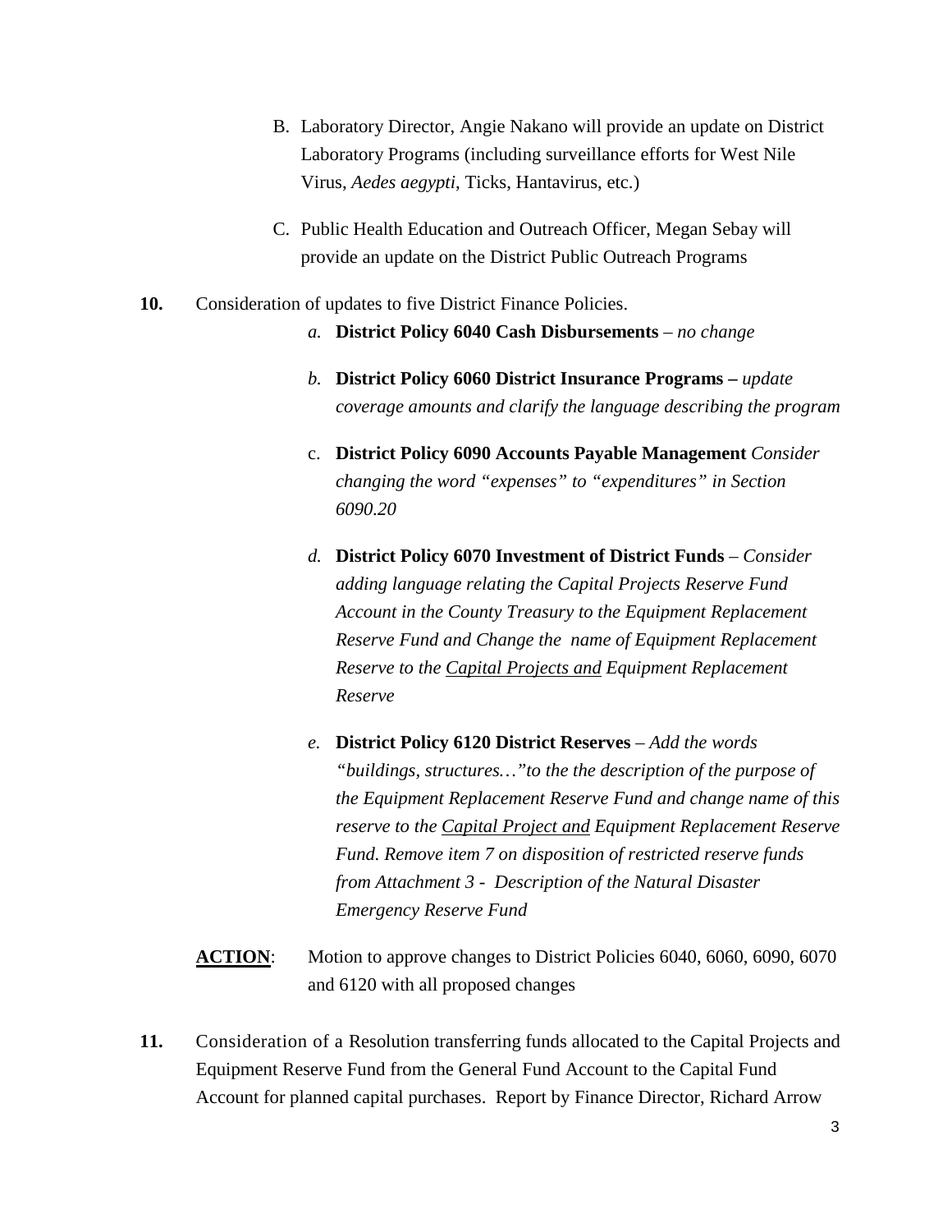B. Laboratory Director, Angie Nakano will provide an update on District Laboratory Programs (including surveillance efforts for West Nile Virus, *Aedes aegypti*, Ticks, Hantavirus, etc.)

C. Public Health Education and Outreach Officer, Megan Sebay will provide an update on the District Public Outreach Programs

**10.** Consideration of updates to five District Finance Policies.

*a.* **District Policy 6040 Cash Disbursements** – *no change*

*b.* **District Policy 6060 District Insurance Programs –** *update coverage amounts and clarify the language describing the program*

c. **District Policy 6090 Accounts Payable Management** *Consider changing the word "expenses" to "expenditures" in Section 6090.20*

*d.* **District Policy 6070 Investment of District Funds** – *Consider adding language relating the Capital Projects Reserve Fund Account in the County Treasury to the Equipment Replacement Reserve Fund and Change the name of Equipment Replacement Reserve to the <u>Capital Projects and</u> Equipment Replacement Reserve*

*e.* **District Policy 6120 District Reserves** – *Add the words "buildings, structures…"to the the description of the purpose of the Equipment Replacement Reserve Fund and change name of this reserve to the <u>Capital Project and</u> Equipment Replacement Reserve Fund. Remove item 7 on disposition of restricted reserve funds from Attachment 3 - Description of the Natural Disaster Emergency Reserve Fund*

**<u>ACTION</u>**: Motion to approve changes to District Policies 6040, 6060, 6090, 6070 and 6120 with all proposed changes

**11.** Consideration of a Resolution transferring funds allocated to the Capital Projects and Equipment Reserve Fund from the General Fund Account to the Capital Fund Account for planned capital purchases. Report by Finance Director, Richard Arrow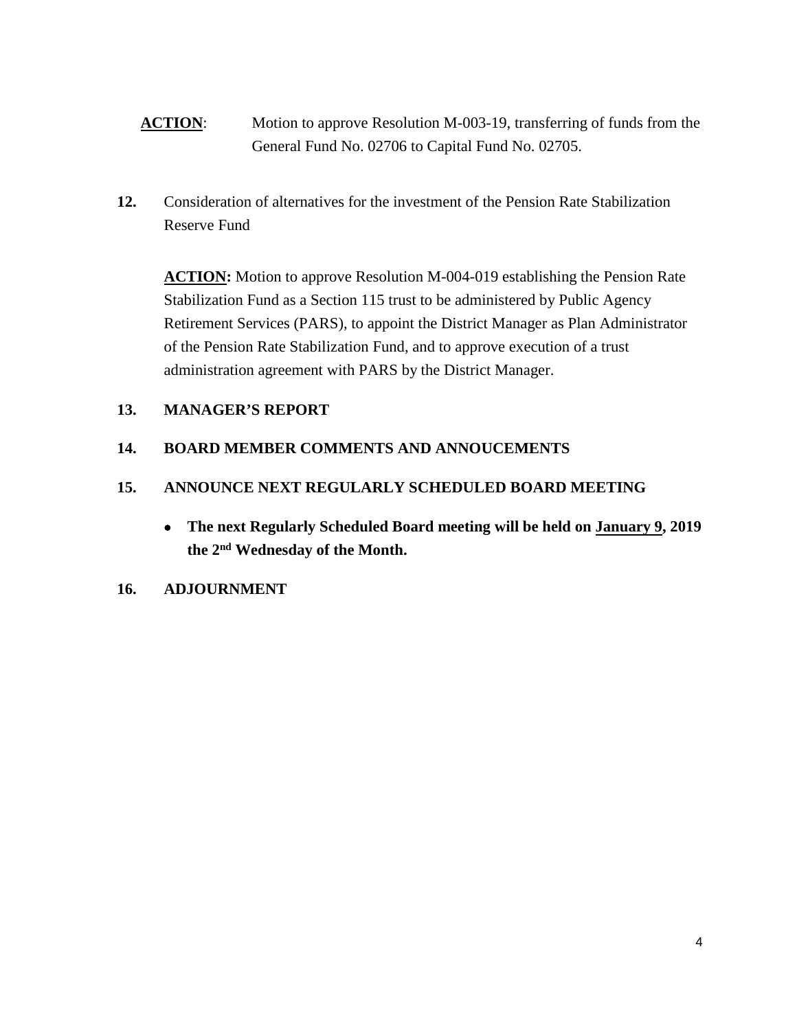**ACTION**: Motion to approve Resolution M-003-19, transferring of funds from the General Fund No. 02706 to Capital Fund No. 02705.

**12.** Consideration of alternatives for the investment of the Pension Rate Stabilization Reserve Fund

**ACTION:** Motion to approve Resolution M-004-019 establishing the Pension Rate Stabilization Fund as a Section 115 trust to be administered by Public Agency Retirement Services (PARS), to appoint the District Manager as Plan Administrator of the Pension Rate Stabilization Fund, and to approve execution of a trust administration agreement with PARS by the District Manager.

**13. MANAGER'S REPORT**

**14. BOARD MEMBER COMMENTS AND ANNOUCEMENTS**

**15. ANNOUNCE NEXT REGULARLY SCHEDULED BOARD MEETING**

- **The next Regularly Scheduled Board meeting will be held on January 9, 2019 the 2nd Wednesday of the Month.**

**16. ADJOURNMENT**